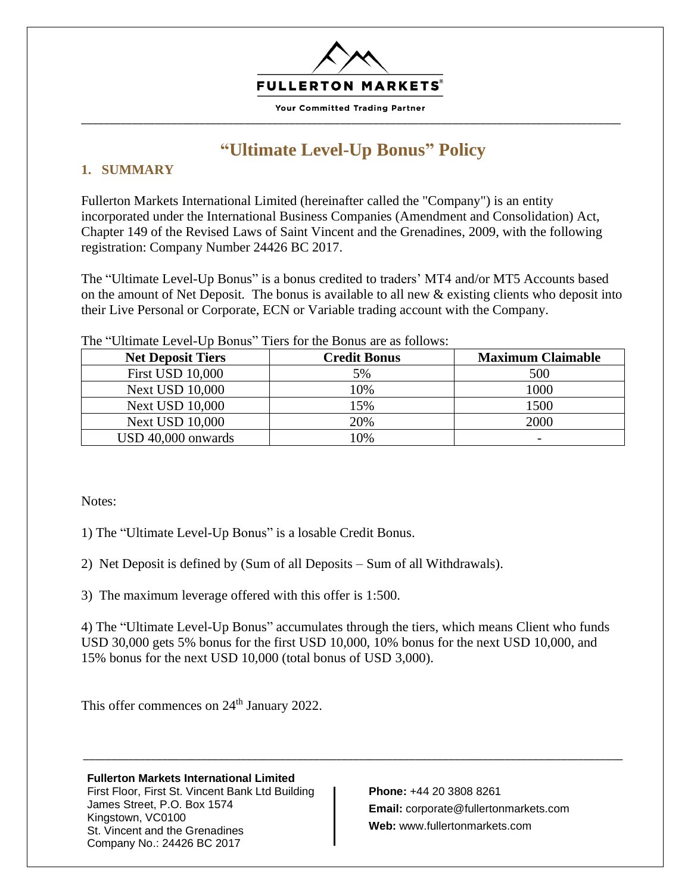# "Ultimate Level-Up Bonus" Policy

## 1. SUMMARY

Fullerton Markets International Limited (hereinafter called the "Company") is an entity incorporated under the International Business Companies (Amendment and Consolidation) Act, Chapter 149 of the Revised Laws of Saint Vincent and the Grenadines, 2009, with the following registration: Company Number 24426 BC 2017.

The "Ultimate Level-Up Bonus" is a bonus credited to traders' MT4 and/or MT5 Accounts based on the amount of Net Deposit. The bonus is available to all new & existing clients who deposit into their Live Personal or Corporate, ECN or Variable trading account with the Company.

The "Ultimate Level-Up Bonus" Tiers for the Bonus are as follows:

| Net Deposit Tiers | Credit Bonus | Maximum Claimable |
|---|---|---|
| First USD 10,000 | 5% | 500 |
| Next USD 10,000 | 10% | 1000 |
| Next USD 10,000 | 15% | 1500 |
| Next USD 10,000 | 20% | 2000 |
| USD 40,000 onwards | 10% | - |

Notes:

1) The "Ultimate Level-Up Bonus" is a losable Credit Bonus.

2) Net Deposit is defined by (Sum of all Deposits – Sum of all Withdrawals).

3) The maximum leverage offered with this offer is 1:500.

4) The "Ultimate Level-Up Bonus" accumulates through the tiers, which means Client who funds USD 30,000 gets 5% bonus for the first USD 10,000, 10% bonus for the next USD 10,000, and 15% bonus for the next USD 10,000 (total bonus of USD 3,000).

This offer commences on 24th January 2022.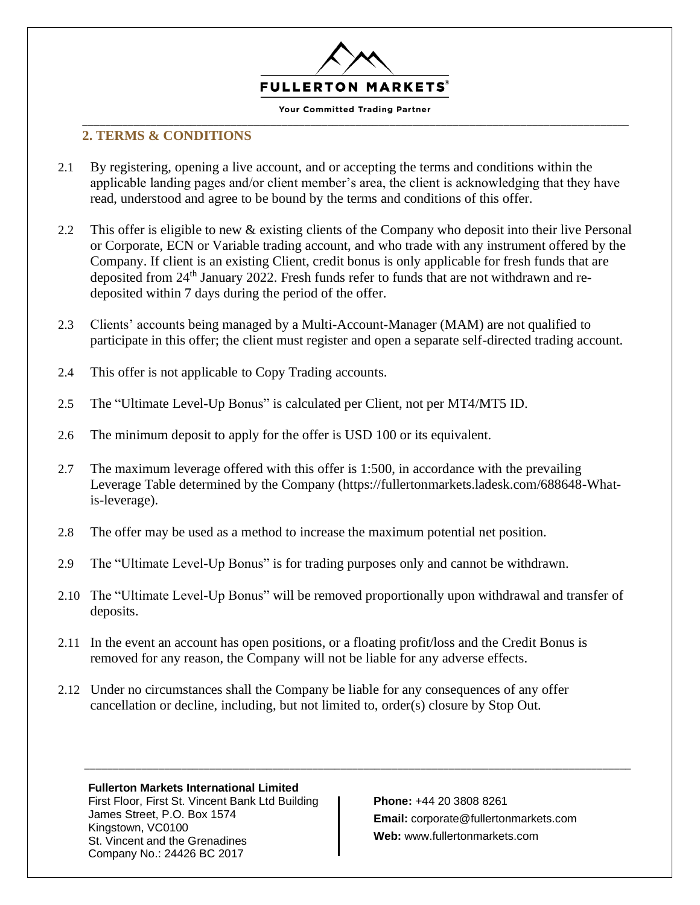## 2. TERMS & CONDITIONS

2.1 By registering, opening a live account, and or accepting the terms and conditions within the applicable landing pages and/or client member's area, the client is acknowledging that they have read, understood and agree to be bound by the terms and conditions of this offer.

2.2 This offer is eligible to new & existing clients of the Company who deposit into their live Personal or Corporate, ECN or Variable trading account, and who trade with any instrument offered by the Company. If client is an existing Client, credit bonus is only applicable for fresh funds that are deposited from 24th January 2022. Fresh funds refer to funds that are not withdrawn and re-deposited within 7 days during the period of the offer.

2.3 Clients' accounts being managed by a Multi-Account-Manager (MAM) are not qualified to participate in this offer; the client must register and open a separate self-directed trading account.

2.4 This offer is not applicable to Copy Trading accounts.

2.5 The "Ultimate Level-Up Bonus" is calculated per Client, not per MT4/MT5 ID.

2.6 The minimum deposit to apply for the offer is USD 100 or its equivalent.

2.7 The maximum leverage offered with this offer is 1:500, in accordance with the prevailing Leverage Table determined by the Company (https://fullertonmarkets.ladesk.com/688648-What-is-leverage).

2.8 The offer may be used as a method to increase the maximum potential net position.

2.9 The "Ultimate Level-Up Bonus" is for trading purposes only and cannot be withdrawn.

2.10 The "Ultimate Level-Up Bonus" will be removed proportionally upon withdrawal and transfer of deposits.

2.11 In the event an account has open positions, or a floating profit/loss and the Credit Bonus is removed for any reason, the Company will not be liable for any adverse effects.

2.12 Under no circumstances shall the Company be liable for any consequences of any offer cancellation or decline, including, but not limited to, order(s) closure by Stop Out.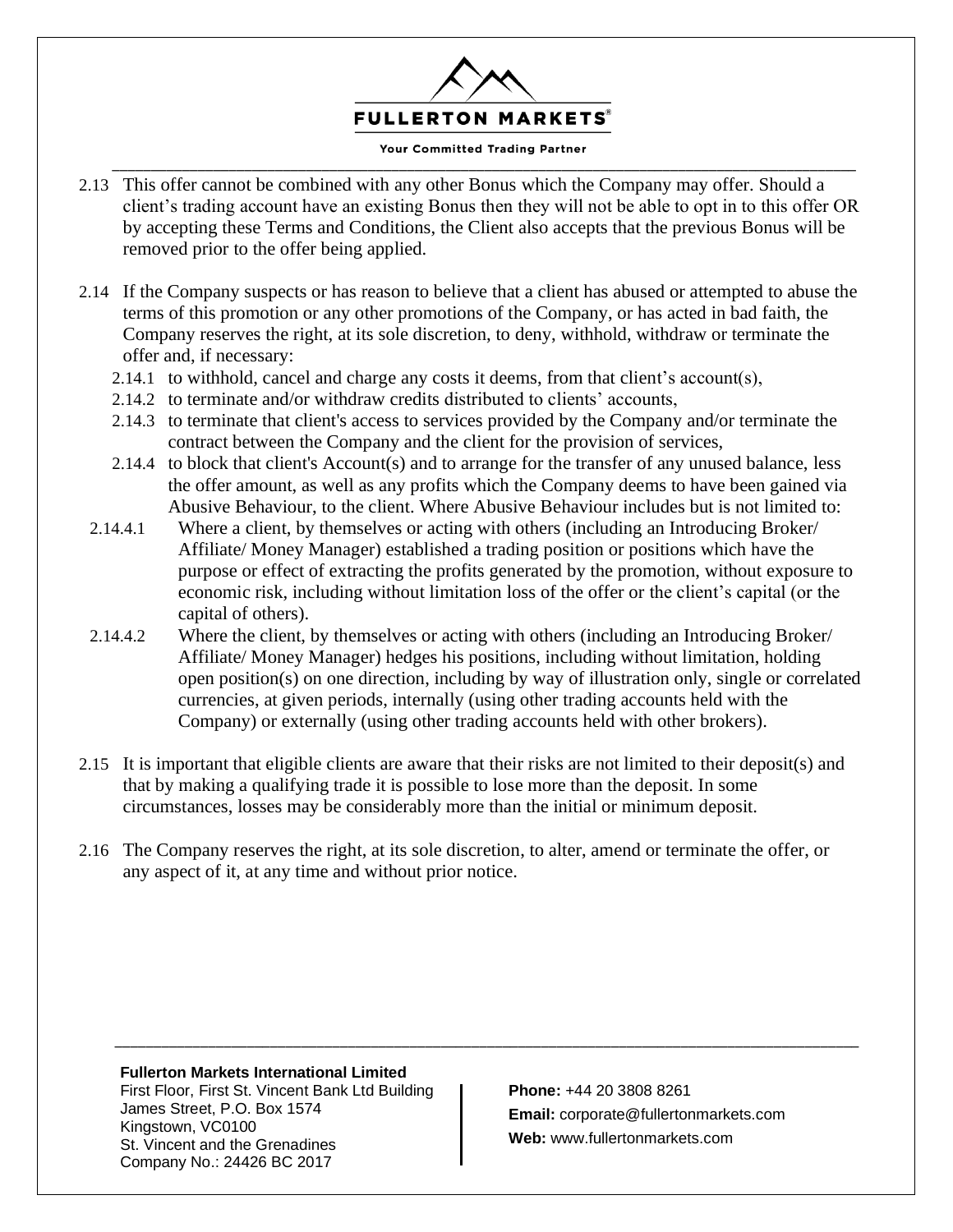2.13 This offer cannot be combined with any other Bonus which the Company may offer. Should a client's trading account have an existing Bonus then they will not be able to opt in to this offer OR by accepting these Terms and Conditions, the Client also accepts that the previous Bonus will be removed prior to the offer being applied.

2.14 If the Company suspects or has reason to believe that a client has abused or attempted to abuse the terms of this promotion or any other promotions of the Company, or has acted in bad faith, the Company reserves the right, at its sole discretion, to deny, withhold, withdraw or terminate the offer and, if necessary:

- 2.14.1 to withhold, cancel and charge any costs it deems, from that client's account(s),
- 2.14.2 to terminate and/or withdraw credits distributed to clients' accounts,
- 2.14.3 to terminate that client's access to services provided by the Company and/or terminate the contract between the Company and the client for the provision of services,
- 2.14.4 to block that client's Account(s) and to arrange for the transfer of any unused balance, less the offer amount, as well as any profits which the Company deems to have been gained via Abusive Behaviour, to the client. Where Abusive Behaviour includes but is not limited to:
  - 2.14.4.1 Where a client, by themselves or acting with others (including an Introducing Broker/ Affiliate/ Money Manager) established a trading position or positions which have the purpose or effect of extracting the profits generated by the promotion, without exposure to economic risk, including without limitation loss of the offer or the client's capital (or the capital of others).
  - 2.14.4.2 Where the client, by themselves or acting with others (including an Introducing Broker/ Affiliate/ Money Manager) hedges his positions, including without limitation, holding open position(s) on one direction, including by way of illustration only, single or correlated currencies, at given periods, internally (using other trading accounts held with the Company) or externally (using other trading accounts held with other brokers).

2.15 It is important that eligible clients are aware that their risks are not limited to their deposit(s) and that by making a qualifying trade it is possible to lose more than the deposit. In some circumstances, losses may be considerably more than the initial or minimum deposit.

2.16 The Company reserves the right, at its sole discretion, to alter, amend or terminate the offer, or any aspect of it, at any time and without prior notice.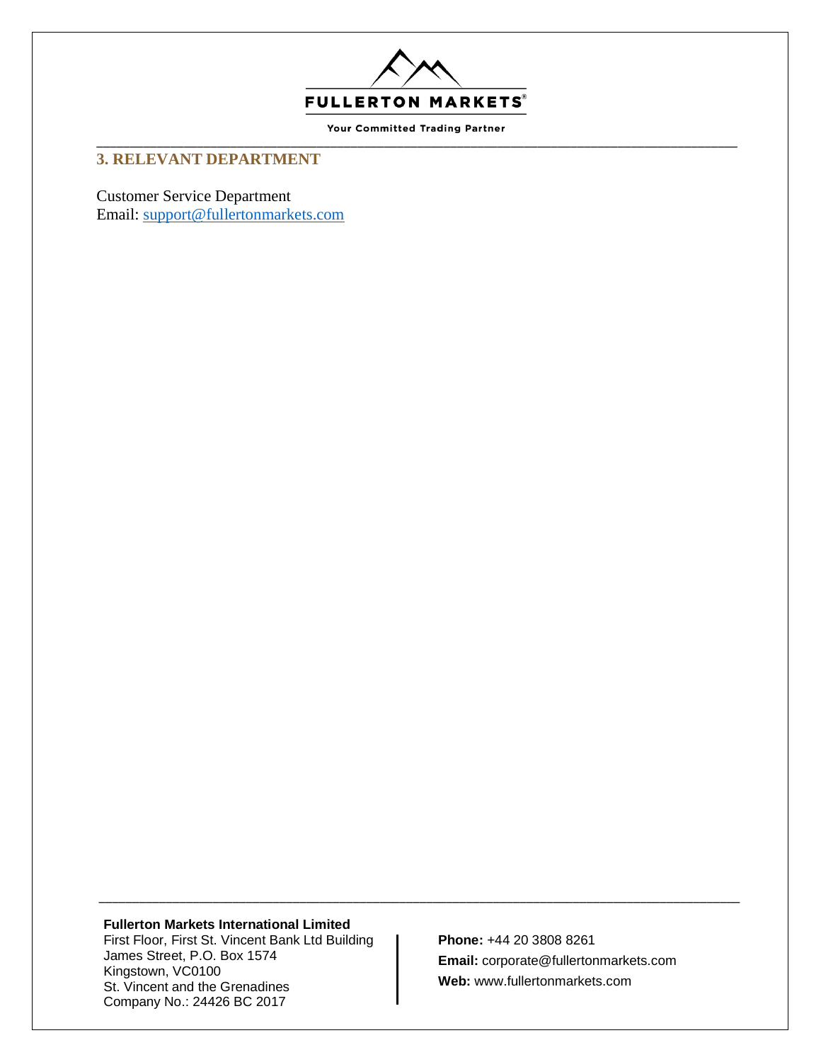## 3. RELEVANT DEPARTMENT

Customer Service Department
Email: support@fullertonmarkets.com